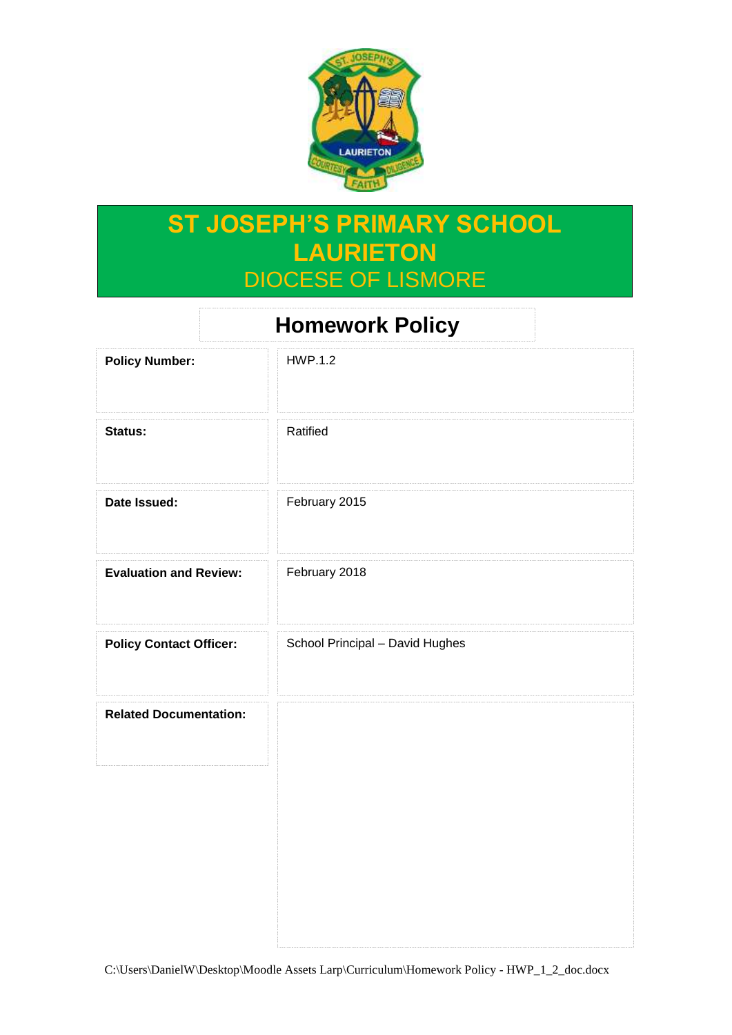# ST JOSEPH'S PRIMARY SCHOOL LAURIETON

## DIOCESE OF LISMORE

## Homework Policy

| | |
|---|---|
| **Policy Number:** | HWP.1.2 |
| **Status:** | Ratified |
| **Date Issued:** | February 2015 |
| **Evaluation and Review:** | February 2018 |
| **Policy Contact Officer:** | School Principal – David Hughes |
| **Related Documentation:** | |

C:\Users\DanielW\Desktop\Moodle Assets Larp\Curriculum\Homework Policy - HWP_1_2_doc.docx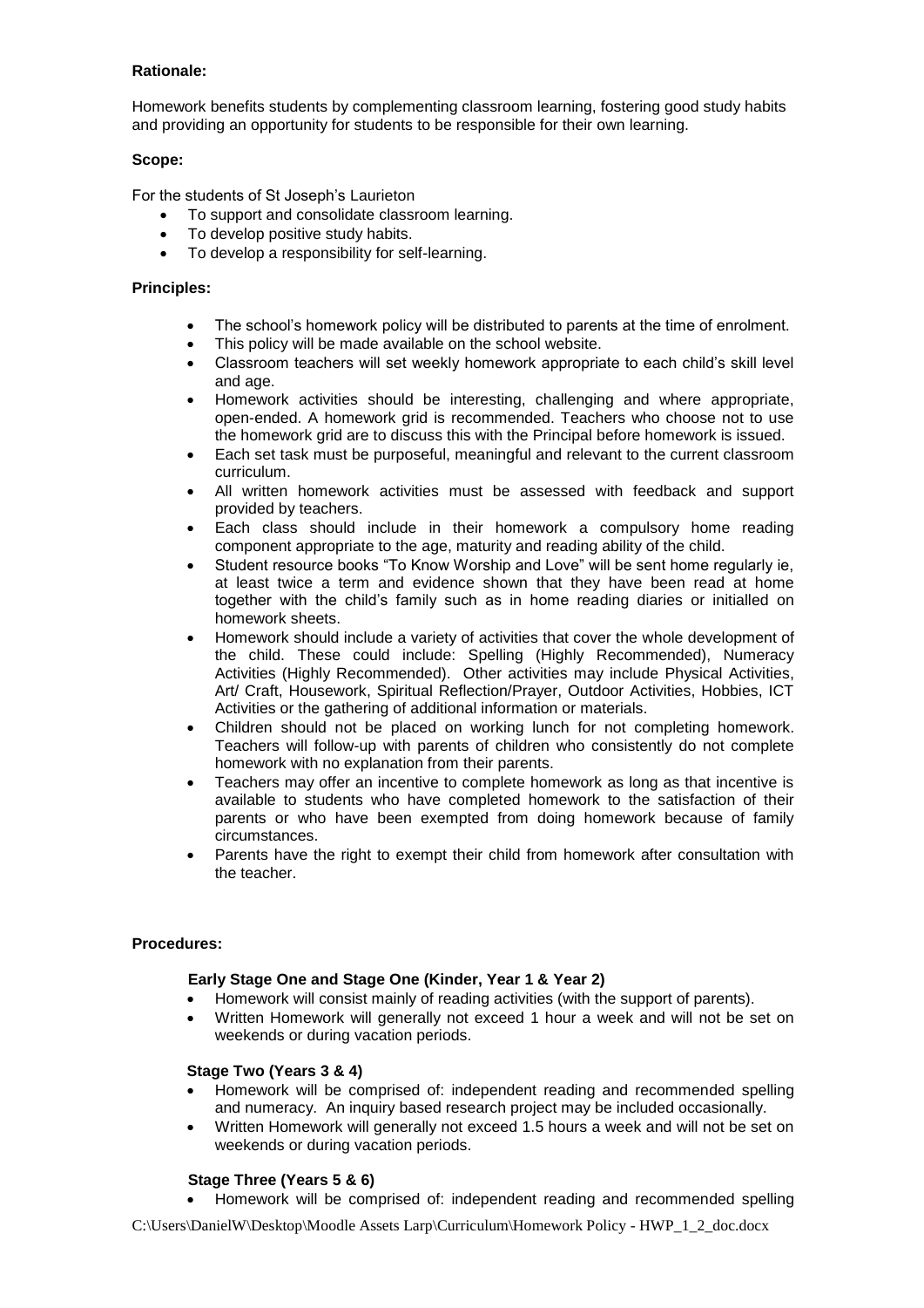**Rationale:**

Homework benefits students by complementing classroom learning, fostering good study habits and providing an opportunity for students to be responsible for their own learning.

**Scope:**

For the students of St Joseph's Laurieton

- To support and consolidate classroom learning.
- To develop positive study habits.
- To develop a responsibility for self-learning.

**Principles:**

- The school's homework policy will be distributed to parents at the time of enrolment.
- This policy will be made available on the school website.
- Classroom teachers will set weekly homework appropriate to each child's skill level and age.
- Homework activities should be interesting, challenging and where appropriate, open-ended. A homework grid is recommended. Teachers who choose not to use the homework grid are to discuss this with the Principal before homework is issued.
- Each set task must be purposeful, meaningful and relevant to the current classroom curriculum.
- All written homework activities must be assessed with feedback and support provided by teachers.
- Each class should include in their homework a compulsory home reading component appropriate to the age, maturity and reading ability of the child.
- Student resource books "To Know Worship and Love" will be sent home regularly ie, at least twice a term and evidence shown that they have been read at home together with the child's family such as in home reading diaries or initialled on homework sheets.
- Homework should include a variety of activities that cover the whole development of the child. These could include: Spelling (Highly Recommended), Numeracy Activities (Highly Recommended). Other activities may include Physical Activities, Art/ Craft, Housework, Spiritual Reflection/Prayer, Outdoor Activities, Hobbies, ICT Activities or the gathering of additional information or materials.
- Children should not be placed on working lunch for not completing homework. Teachers will follow-up with parents of children who consistently do not complete homework with no explanation from their parents.
- Teachers may offer an incentive to complete homework as long as that incentive is available to students who have completed homework to the satisfaction of their parents or who have been exempted from doing homework because of family circumstances.
- Parents have the right to exempt their child from homework after consultation with the teacher.

**Procedures:**

**Early Stage One and Stage One (Kinder, Year 1 & Year 2)**

- Homework will consist mainly of reading activities (with the support of parents).
- Written Homework will generally not exceed 1 hour a week and will not be set on weekends or during vacation periods.

**Stage Two (Years 3 & 4)**

- Homework will be comprised of: independent reading and recommended spelling and numeracy. An inquiry based research project may be included occasionally.
- Written Homework will generally not exceed 1.5 hours a week and will not be set on weekends or during vacation periods.

**Stage Three (Years 5 & 6)**

- Homework will be comprised of: independent reading and recommended spelling

C:\Users\DanielW\Desktop\Moodle Assets Larp\Curriculum\Homework Policy - HWP_1_2_doc.docx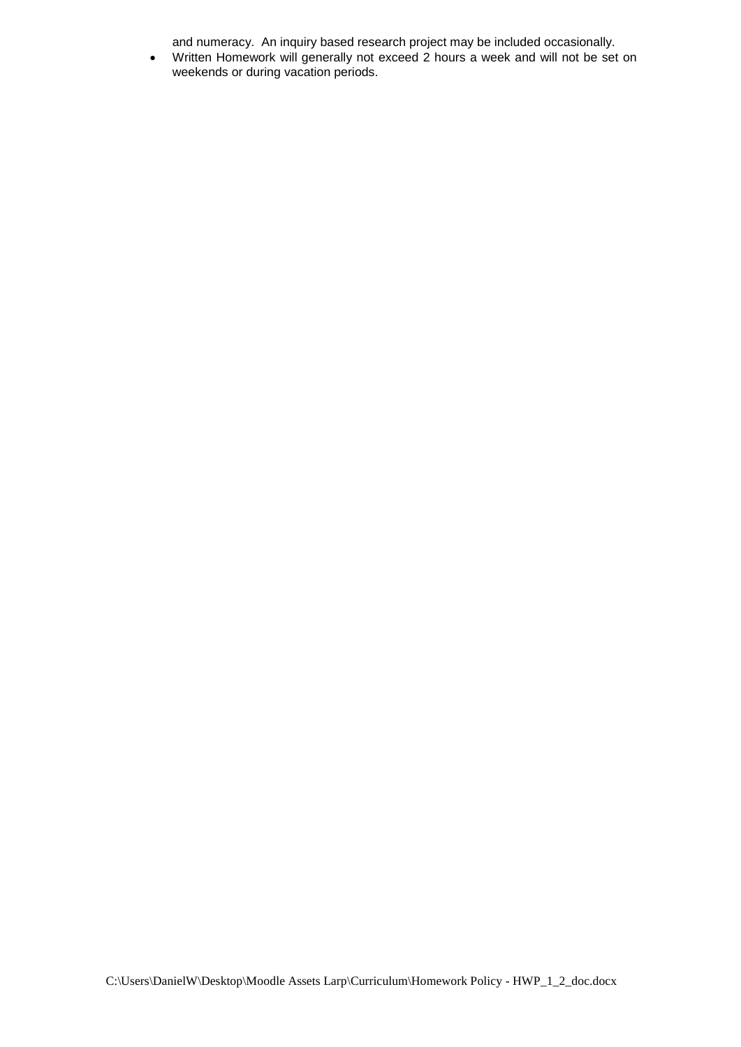and numeracy. An inquiry based research project may be included occasionally.

- Written Homework will generally not exceed 2 hours a week and will not be set on weekends or during vacation periods.